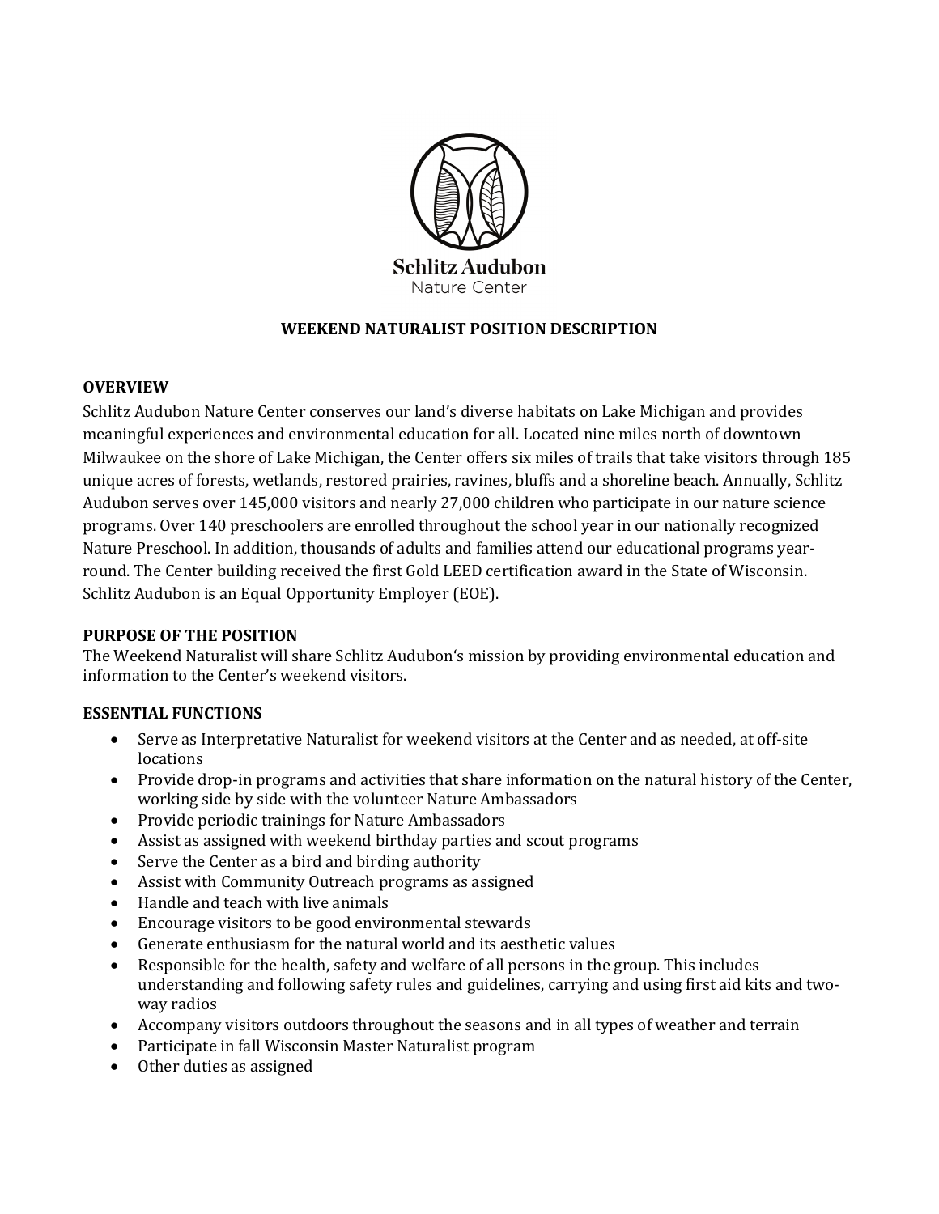Schlitz Audubon
Nature Center

# WEEKEND NATURALIST POSITION DESCRIPTION

## OVERVIEW

Schlitz Audubon Nature Center conserves our land's diverse habitats on Lake Michigan and provides meaningful experiences and environmental education for all. Located nine miles north of downtown Milwaukee on the shore of Lake Michigan, the Center offers six miles of trails that take visitors through 185 unique acres of forests, wetlands, restored prairies, ravines, bluffs and a shoreline beach. Annually, Schlitz Audubon serves over 145,000 visitors and nearly 27,000 children who participate in our nature science programs. Over 140 preschoolers are enrolled throughout the school year in our nationally recognized Nature Preschool. In addition, thousands of adults and families attend our educational programs year-round. The Center building received the first Gold LEED certification award in the State of Wisconsin. Schlitz Audubon is an Equal Opportunity Employer (EOE).

## PURPOSE OF THE POSITION

The Weekend Naturalist will share Schlitz Audubon's mission by providing environmental education and information to the Center's weekend visitors.

## ESSENTIAL FUNCTIONS

- Serve as Interpretative Naturalist for weekend visitors at the Center and as needed, at off-site locations
- Provide drop-in programs and activities that share information on the natural history of the Center, working side by side with the volunteer Nature Ambassadors
- Provide periodic trainings for Nature Ambassadors
- Assist as assigned with weekend birthday parties and scout programs
- Serve the Center as a bird and birding authority
- Assist with Community Outreach programs as assigned
- Handle and teach with live animals
- Encourage visitors to be good environmental stewards
- Generate enthusiasm for the natural world and its aesthetic values
- Responsible for the health, safety and welfare of all persons in the group. This includes understanding and following safety rules and guidelines, carrying and using first aid kits and two-way radios
- Accompany visitors outdoors throughout the seasons and in all types of weather and terrain
- Participate in fall Wisconsin Master Naturalist program
- Other duties as assigned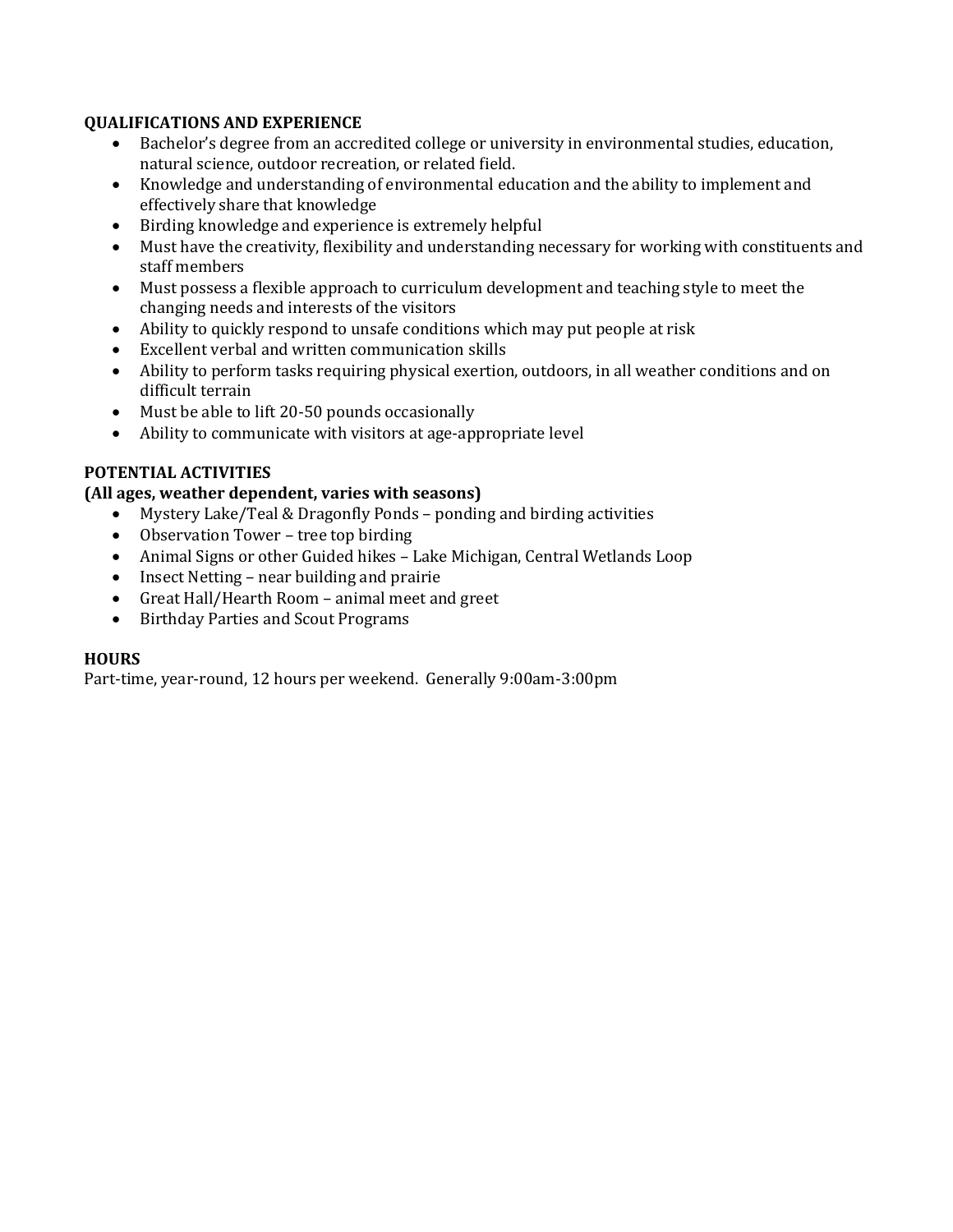**QUALIFICATIONS AND EXPERIENCE**

- Bachelor's degree from an accredited college or university in environmental studies, education, natural science, outdoor recreation, or related field.
- Knowledge and understanding of environmental education and the ability to implement and effectively share that knowledge
- Birding knowledge and experience is extremely helpful
- Must have the creativity, flexibility and understanding necessary for working with constituents and staff members
- Must possess a flexible approach to curriculum development and teaching style to meet the changing needs and interests of the visitors
- Ability to quickly respond to unsafe conditions which may put people at risk
- Excellent verbal and written communication skills
- Ability to perform tasks requiring physical exertion, outdoors, in all weather conditions and on difficult terrain
- Must be able to lift 20-50 pounds occasionally
- Ability to communicate with visitors at age-appropriate level

**POTENTIAL ACTIVITIES**
**(All ages, weather dependent, varies with seasons)**

- Mystery Lake/Teal & Dragonfly Ponds – ponding and birding activities
- Observation Tower – tree top birding
- Animal Signs or other Guided hikes – Lake Michigan, Central Wetlands Loop
- Insect Netting – near building and prairie
- Great Hall/Hearth Room – animal meet and greet
- Birthday Parties and Scout Programs

**HOURS**

Part-time, year-round, 12 hours per weekend. Generally 9:00am-3:00pm